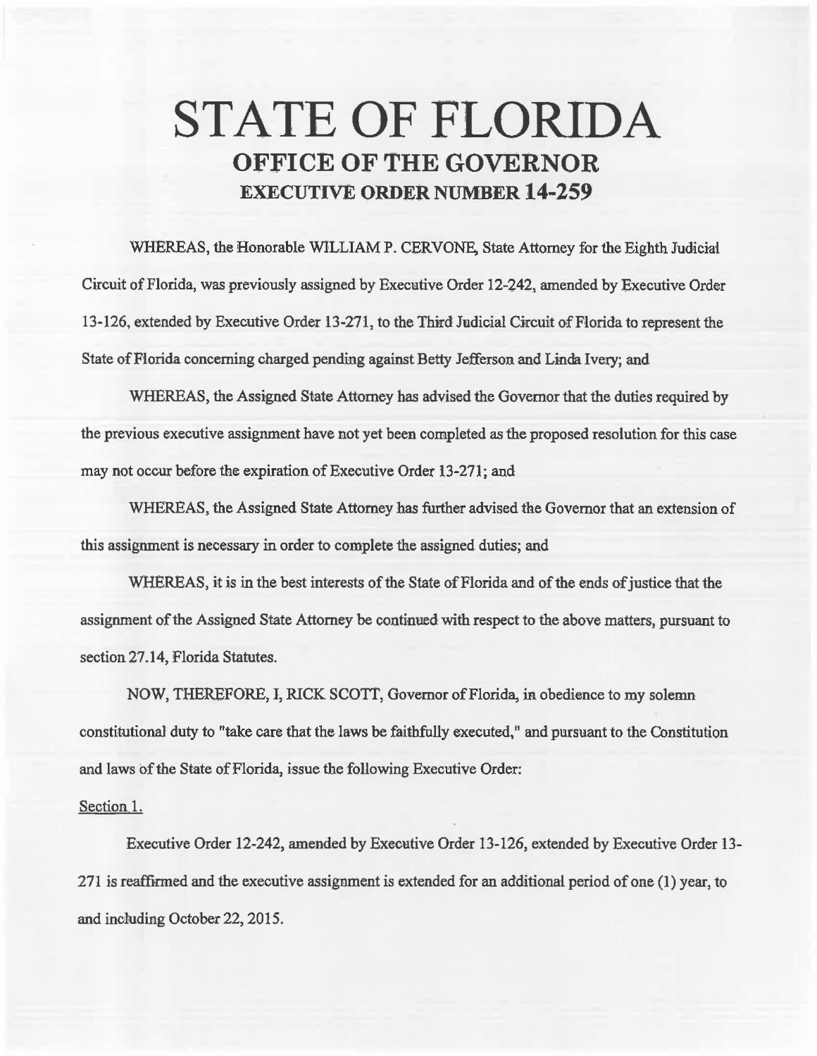# STATE OF FLORIDA

## OFFICE OF THE GOVERNOR

### EXECUTIVE ORDER NUMBER 14-259

WHEREAS, the Honorable WILLIAM P. CERVONE, State Attorney for the Eighth Judicial Circuit of Florida, was previously assigned by Executive Order 12-242, amended by Executive Order 13-126, extended by Executive Order 13-271, to the Third Judicial Circuit of Florida to represent the State of Florida concerning charged pending against Betty Jefferson and Linda Ivery; and

WHEREAS, the Assigned State Attorney has advised the Governor that the duties required by the previous executive assignment have not yet been completed as the proposed resolution for this case may not occur before the expiration of Executive Order 13-271; and

WHEREAS, the Assigned State Attorney has further advised the Governor that an extension of this assignment is necessary in order to complete the assigned duties; and

WHEREAS, it is in the best interests of the State of Florida and of the ends of justice that the assignment of the Assigned State Attorney be continued with respect to the above matters, pursuant to section 27.14, Florida Statutes.

NOW, THEREFORE, I, RICK SCOTT, Governor of Florida, in obedience to my solemn constitutional duty to "take care that the laws be faithfully executed," and pursuant to the Constitution and laws of the State of Florida, issue the following Executive Order:

Section 1.

Executive Order 12-242, amended by Executive Order 13-126, extended by Executive Order 13-271 is reaffirmed and the executive assignment is extended for an additional period of one (1) year, to and including October 22, 2015.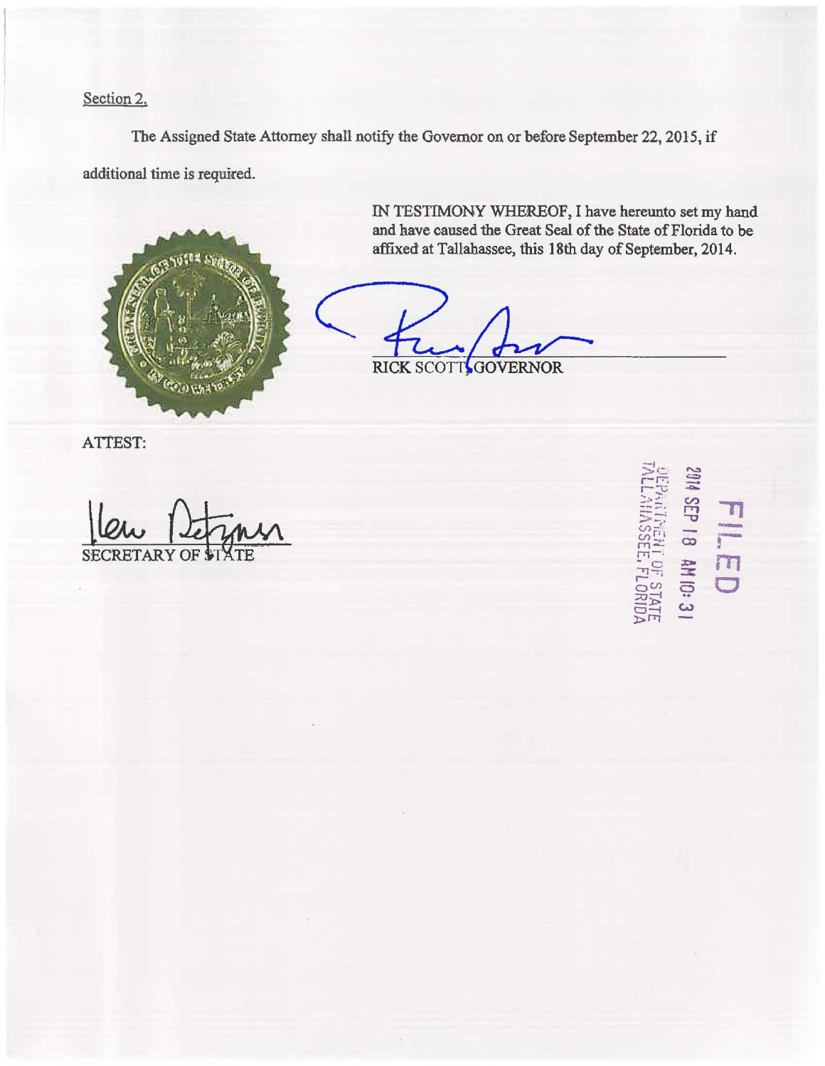Section 2.

The Assigned State Attorney shall notify the Governor on or before September 22, 2015, if additional time is required.

IN TESTIMONY WHEREOF, I have hereunto set my hand and have caused the Great Seal of the State of Florida to be affixed at Tallahassee, this 18th day of September, 2014.

RICK SCOTT, GOVERNOR

ATTEST:

SECRETARY OF STATE

FILED

2014 SEP 18 AM 10: 31

DEPARTMENT OF STATE
TALLAHASSEE, FLORIDA